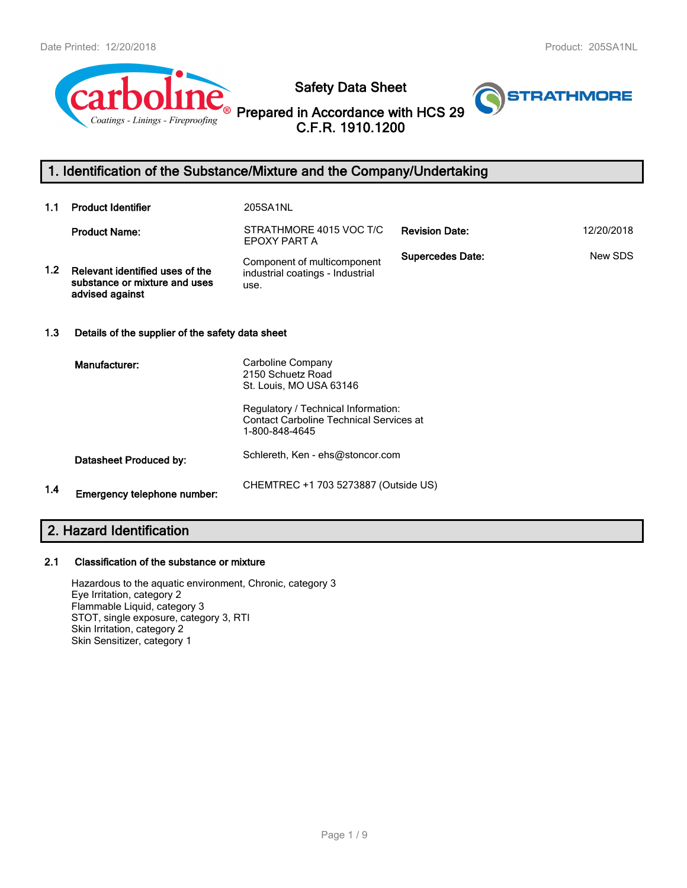# Safety Data Sheet

## Prepared in Accordance with HCS 29 C.F.R. 1910.1200

## 1. Identification of the Substance/Mixture and the Company/Undertaking

**1.1 Product Identifier** 205SA1NL

**Product Name:** STRATHMORE 4015 VOC T/C EPOXY PART A

**Revision Date:** 12/20/2018

**Supersedes Date:** New SDS

**1.2 Relevant identified uses of the substance or mixture and uses advised against** Component of multicomponent industrial coatings - Industrial use.

**1.3 Details of the supplier of the safety data sheet**

**Manufacturer:**
Carboline Company
2150 Schuetz Road
St. Louis, MO USA 63146

Regulatory / Technical Information:
Contact Carboline Technical Services at 1-800-848-4645

**Datasheet Produced by:** Schlereth, Ken - ehs@stoncor.com

**1.4 Emergency telephone number:** CHEMTREC +1 703 5273887 (Outside US)

## 2. Hazard Identification

**2.1 Classification of the substance or mixture**

Hazardous to the aquatic environment, Chronic, category 3
Eye Irritation, category 2
Flammable Liquid, category 3
STOT, single exposure, category 3, RTI
Skin Irritation, category 2
Skin Sensitizer, category 1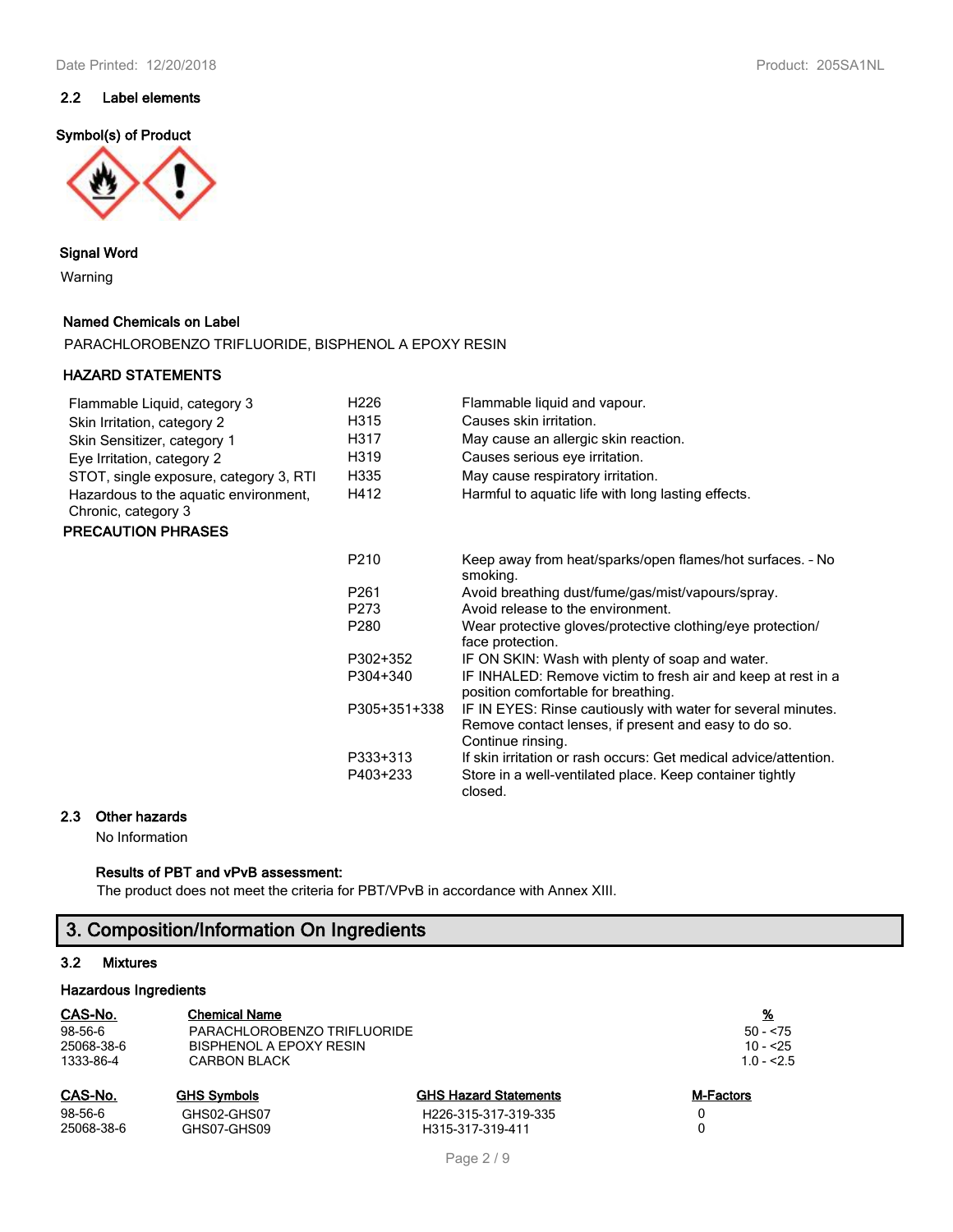## 2.2 Label elements

**Symbol(s) of Product**

**Signal Word**

Warning

**Named Chemicals on Label**

PARACHLOROBENZO TRIFLUORIDE, BISPHENOL A EPOXY RESIN

**HAZARD STATEMENTS**

| | | |
|---|---|---|
| Flammable Liquid, category 3 | H226 | Flammable liquid and vapour. |
| Skin Irritation, category 2 | H315 | Causes skin irritation. |
| Skin Sensitizer, category 1 | H317 | May cause an allergic skin reaction. |
| Eye Irritation, category 2 | H319 | Causes serious eye irritation. |
| STOT, single exposure, category 3, RTI | H335 | May cause respiratory irritation. |
| Hazardous to the aquatic environment, Chronic, category 3 | H412 | Harmful to aquatic life with long lasting effects. |

**PRECAUTION PHRASES**

| | |
|---|---|
| P210 | Keep away from heat/sparks/open flames/hot surfaces. - No smoking. |
| P261 | Avoid breathing dust/fume/gas/mist/vapours/spray. |
| P273 | Avoid release to the environment. |
| P280 | Wear protective gloves/protective clothing/eye protection/ face protection. |
| P302+352 | IF ON SKIN: Wash with plenty of soap and water. |
| P304+340 | IF INHALED: Remove victim to fresh air and keep at rest in a position comfortable for breathing. |
| P305+351+338 | IF IN EYES: Rinse cautiously with water for several minutes. Remove contact lenses, if present and easy to do so. Continue rinsing. |
| P333+313 | If skin irritation or rash occurs: Get medical advice/attention. |
| P403+233 | Store in a well-ventilated place. Keep container tightly closed. |

## 2.3 Other hazards

No Information

**Results of PBT and vPvB assessment:**

The product does not meet the criteria for PBT/VPvB in accordance with Annex XIII.

# 3. Composition/Information On Ingredients

## 3.2 Mixtures

**Hazardous Ingredients**

| CAS-No. | Chemical Name | % |
|---|---|---|
| 98-56-6 | PARACHLOROBENZO TRIFLUORIDE | 50 - <75 |
| 25068-38-6 | BISPHENOL A EPOXY RESIN | 10 - <25 |
| 1333-86-4 | CARBON BLACK | 1.0 - <2.5 |

| CAS-No. | GHS Symbols | GHS Hazard Statements | M-Factors |
|---|---|---|---|
| 98-56-6 | GHS02-GHS07 | H226-315-317-319-335 | 0 |
| 25068-38-6 | GHS07-GHS09 | H315-317-319-411 | 0 |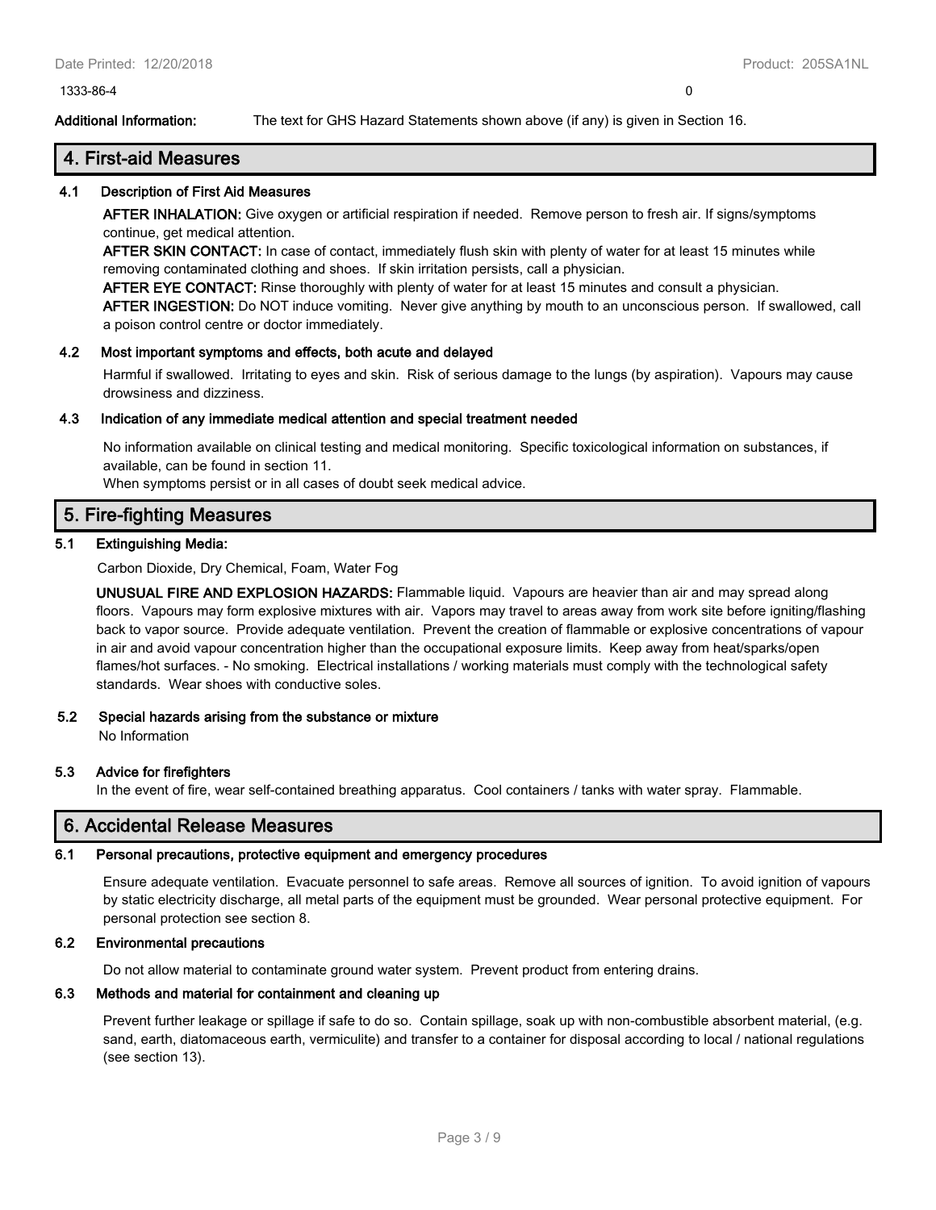| 1333-86-4 | 0 |
|---|---|

**Additional Information:** The text for GHS Hazard Statements shown above (if any) is given in Section 16.

## 4. First-aid Measures

### 4.1 Description of First Aid Measures

**AFTER INHALATION:** Give oxygen or artificial respiration if needed. Remove person to fresh air. If signs/symptoms continue, get medical attention.

**AFTER SKIN CONTACT:** In case of contact, immediately flush skin with plenty of water for at least 15 minutes while removing contaminated clothing and shoes. If skin irritation persists, call a physician.

**AFTER EYE CONTACT:** Rinse thoroughly with plenty of water for at least 15 minutes and consult a physician.

**AFTER INGESTION:** Do NOT induce vomiting. Never give anything by mouth to an unconscious person. If swallowed, call a poison control centre or doctor immediately.

### 4.2 Most important symptoms and effects, both acute and delayed

Harmful if swallowed. Irritating to eyes and skin. Risk of serious damage to the lungs (by aspiration). Vapours may cause drowsiness and dizziness.

### 4.3 Indication of any immediate medical attention and special treatment needed

No information available on clinical testing and medical monitoring. Specific toxicological information on substances, if available, can be found in section 11.

When symptoms persist or in all cases of doubt seek medical advice.

## 5. Fire-fighting Measures

### 5.1 Extinguishing Media:

Carbon Dioxide, Dry Chemical, Foam, Water Fog

**UNUSUAL FIRE AND EXPLOSION HAZARDS:** Flammable liquid. Vapours are heavier than air and may spread along floors. Vapours may form explosive mixtures with air. Vapors may travel to areas away from work site before igniting/flashing back to vapor source. Provide adequate ventilation. Prevent the creation of flammable or explosive concentrations of vapour in air and avoid vapour concentration higher than the occupational exposure limits. Keep away from heat/sparks/open flames/hot surfaces. - No smoking. Electrical installations / working materials must comply with the technological safety standards. Wear shoes with conductive soles.

### 5.2 Special hazards arising from the substance or mixture

No Information

### 5.3 Advice for firefighters

In the event of fire, wear self-contained breathing apparatus. Cool containers / tanks with water spray. Flammable.

## 6. Accidental Release Measures

### 6.1 Personal precautions, protective equipment and emergency procedures

Ensure adequate ventilation. Evacuate personnel to safe areas. Remove all sources of ignition. To avoid ignition of vapours by static electricity discharge, all metal parts of the equipment must be grounded. Wear personal protective equipment. For personal protection see section 8.

### 6.2 Environmental precautions

Do not allow material to contaminate ground water system. Prevent product from entering drains.

### 6.3 Methods and material for containment and cleaning up

Prevent further leakage or spillage if safe to do so. Contain spillage, soak up with non-combustible absorbent material, (e.g. sand, earth, diatomaceous earth, vermiculite) and transfer to a container for disposal according to local / national regulations (see section 13).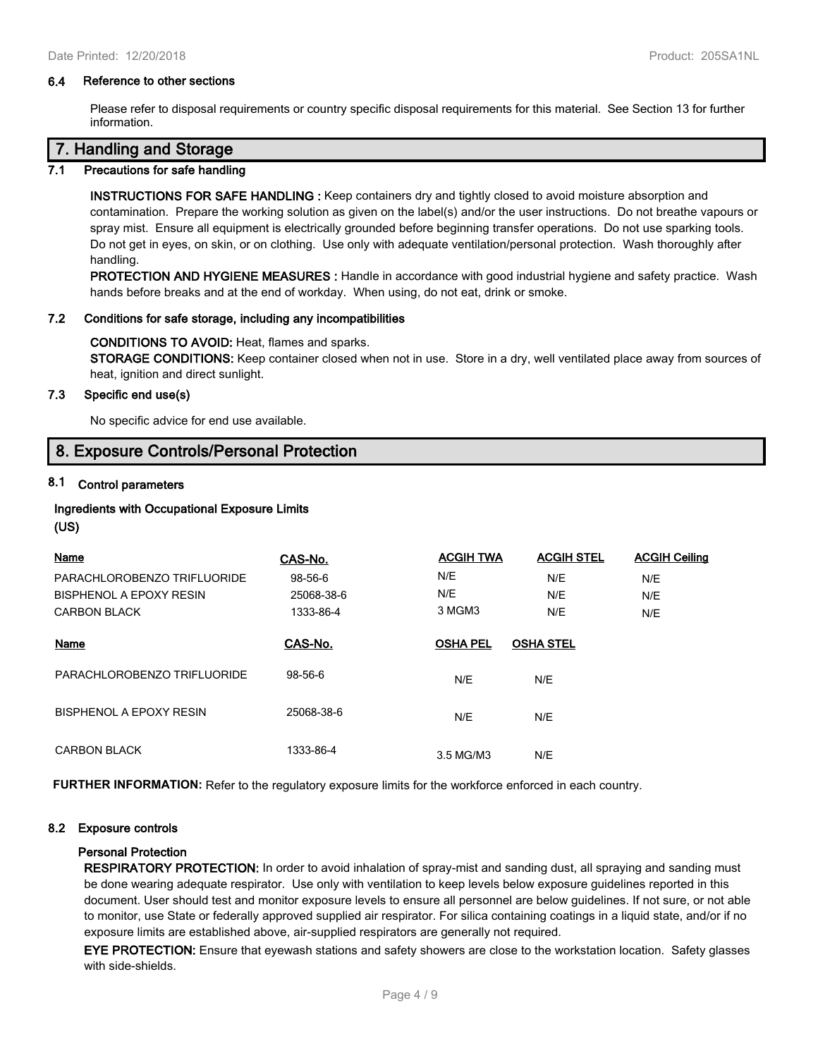### 6.4 Reference to other sections

Please refer to disposal requirements or country specific disposal requirements for this material. See Section 13 for further information.

## 7. Handling and Storage

### 7.1 Precautions for safe handling

**INSTRUCTIONS FOR SAFE HANDLING :** Keep containers dry and tightly closed to avoid moisture absorption and contamination. Prepare the working solution as given on the label(s) and/or the user instructions. Do not breathe vapours or spray mist. Ensure all equipment is electrically grounded before beginning transfer operations. Do not use sparking tools. Do not get in eyes, on skin, or on clothing. Use only with adequate ventilation/personal protection. Wash thoroughly after handling.

**PROTECTION AND HYGIENE MEASURES :** Handle in accordance with good industrial hygiene and safety practice. Wash hands before breaks and at the end of workday. When using, do not eat, drink or smoke.

### 7.2 Conditions for safe storage, including any incompatibilities

**CONDITIONS TO AVOID:** Heat, flames and sparks.

**STORAGE CONDITIONS:** Keep container closed when not in use. Store in a dry, well ventilated place away from sources of heat, ignition and direct sunlight.

### 7.3 Specific end use(s)

No specific advice for end use available.

## 8. Exposure Controls/Personal Protection

### 8.1 Control parameters

**Ingredients with Occupational Exposure Limits**
**(US)**

| Name | CAS-No. | ACGIH TWA | ACGIH STEL | ACGIH Ceiling |
|---|---|---|---|---|
| PARACHLOROBENZO TRIFLUORIDE | 98-56-6 | N/E | N/E | N/E |
| BISPHENOL A EPOXY RESIN | 25068-38-6 | N/E | N/E | N/E |
| CARBON BLACK | 1333-86-4 | 3 MGM3 | N/E | N/E |

| Name | CAS-No. | OSHA PEL | OSHA STEL |
|---|---|---|---|
| PARACHLOROBENZO TRIFLUORIDE | 98-56-6 | N/E | N/E |
| BISPHENOL A EPOXY RESIN | 25068-38-6 | N/E | N/E |
| CARBON BLACK | 1333-86-4 | 3.5 MG/M3 | N/E |

**FURTHER INFORMATION:** Refer to the regulatory exposure limits for the workforce enforced in each country.

### 8.2 Exposure controls

**Personal Protection**

**RESPIRATORY PROTECTION:** In order to avoid inhalation of spray-mist and sanding dust, all spraying and sanding must be done wearing adequate respirator. Use only with ventilation to keep levels below exposure guidelines reported in this document. User should test and monitor exposure levels to ensure all personnel are below guidelines. If not sure, or not able to monitor, use State or federally approved supplied air respirator. For silica containing coatings in a liquid state, and/or if no exposure limits are established above, air-supplied respirators are generally not required.

**EYE PROTECTION:** Ensure that eyewash stations and safety showers are close to the workstation location. Safety glasses with side-shields.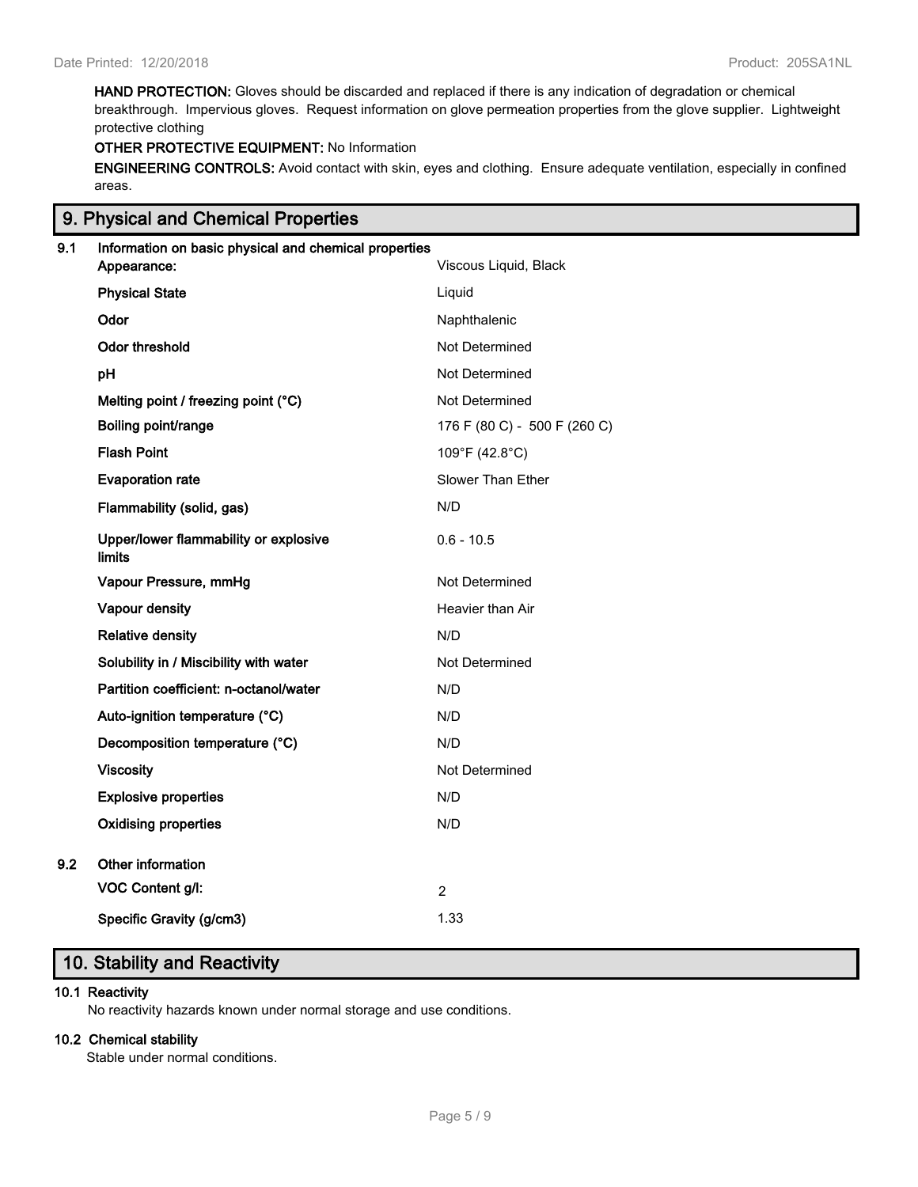**HAND PROTECTION:** Gloves should be discarded and replaced if there is any indication of degradation or chemical breakthrough. Impervious gloves. Request information on glove permeation properties from the glove supplier. Lightweight protective clothing

**OTHER PROTECTIVE EQUIPMENT:** No Information

**ENGINEERING CONTROLS:** Avoid contact with skin, eyes and clothing. Ensure adequate ventilation, especially in confined areas.

## 9. Physical and Chemical Properties

**9.1 Information on basic physical and chemical properties**

| | |
|---|---|
| **Appearance:** | Viscous Liquid, Black |
| **Physical State** | Liquid |
| **Odor** | Naphthalenic |
| **Odor threshold** | Not Determined |
| **pH** | Not Determined |
| **Melting point / freezing point (°C)** | Not Determined |
| **Boiling point/range** | 176 F (80 C) - 500 F (260 C) |
| **Flash Point** | 109°F (42.8°C) |
| **Evaporation rate** | Slower Than Ether |
| **Flammability (solid, gas)** | N/D |
| **Upper/lower flammability or explosive limits** | 0.6 - 10.5 |
| **Vapour Pressure, mmHg** | Not Determined |
| **Vapour density** | Heavier than Air |
| **Relative density** | N/D |
| **Solubility in / Miscibility with water** | Not Determined |
| **Partition coefficient: n-octanol/water** | N/D |
| **Auto-ignition temperature (°C)** | N/D |
| **Decomposition temperature (°C)** | N/D |
| **Viscosity** | Not Determined |
| **Explosive properties** | N/D |
| **Oxidising properties** | N/D |

**9.2 Other information**

| | |
|---|---|
| **VOC Content g/l:** | 2 |
| **Specific Gravity (g/cm3)** | 1.33 |

## 10. Stability and Reactivity

**10.1 Reactivity**

No reactivity hazards known under normal storage and use conditions.

**10.2 Chemical stability**

Stable under normal conditions.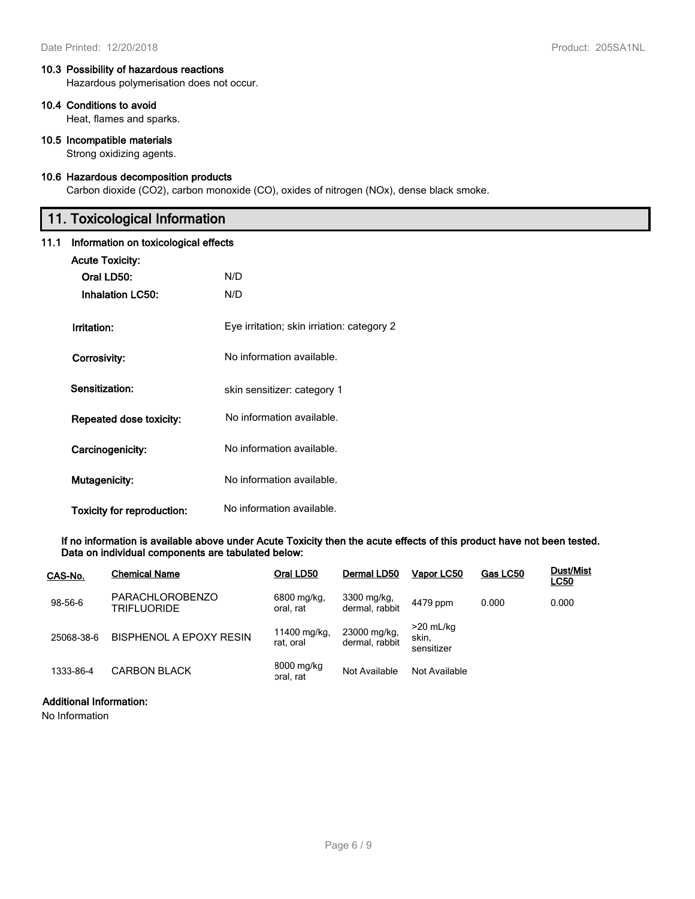### 10.3 Possibility of hazardous reactions

Hazardous polymerisation does not occur.

### 10.4 Conditions to avoid

Heat, flames and sparks.

### 10.5 Incompatible materials

Strong oxidizing agents.

### 10.6 Hazardous decomposition products

Carbon dioxide ($CO_2$), carbon monoxide (CO), oxides of nitrogen (NOx), dense black smoke.

## 11. Toxicological Information

### 11.1 Information on toxicological effects

**Acute Toxicity:**

**Oral LD50:** N/D

**Inhalation LC50:** N/D

**Irritation:** Eye irritation; skin irriation: category 2

**Corrosivity:** No information available.

**Sensitization:** skin sensitizer: category 1

**Repeated dose toxicity:** No information available.

**Carcinogenicity:** No information available.

**Mutagenicity:** No information available.

**Toxicity for reproduction:** No information available.

**If no information is available above under Acute Toxicity then the acute effects of this product have not been tested. Data on individual components are tabulated below:**

| CAS-No. | Chemical Name | Oral LD50 | Dermal LD50 | Vapor LC50 | Gas LC50 | Dust/Mist LC50 |
|---|---|---|---|---|---|---|
| 98-56-6 | PARACHLOROBENZO TRIFLUORIDE | 6800 mg/kg, oral, rat | 3300 mg/kg, dermal, rabbit | 4479 ppm | 0.000 | 0.000 |
| 25068-38-6 | BISPHENOL A EPOXY RESIN | 11400 mg/kg, rat, oral | 23000 mg/kg, dermal, rabbit | >20 mL/kg skin, sensitizer | | |
| 1333-86-4 | CARBON BLACK | 8000 mg/kg oral, rat | Not Available | Not Available | | |

**Additional Information:**

No Information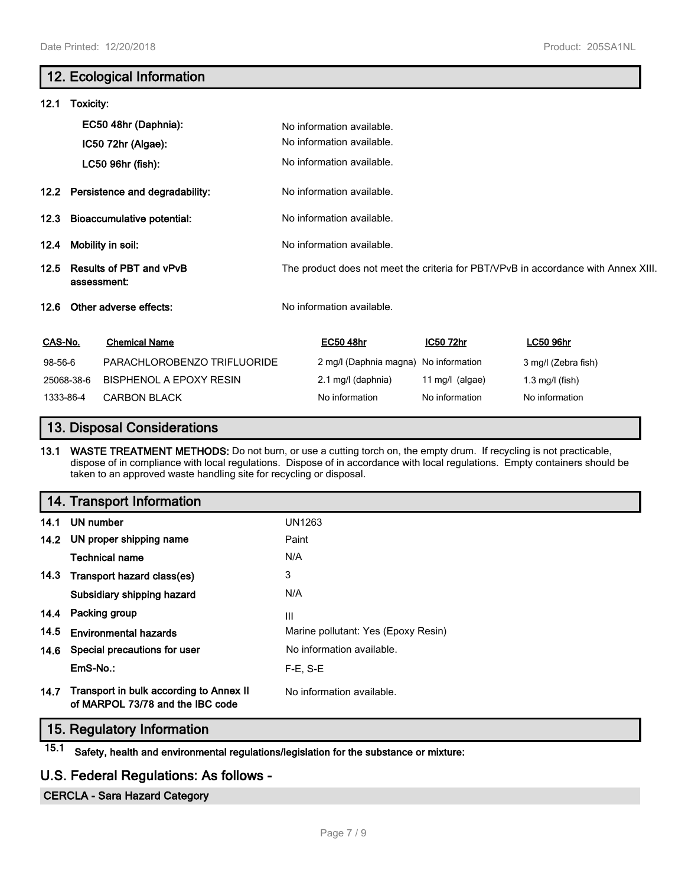## 12. Ecological Information

**12.1 Toxicity:**

| | |
|---|---|
| **EC50 48hr (Daphnia):** | No information available. |
| **IC50 72hr (Algae):** | No information available. |
| **LC50 96hr (fish):** | No information available. |

| | |
|---|---|
| **12.2 Persistence and degradability:** | No information available. |
| **12.3 Bioaccumulative potential:** | No information available. |
| **12.4 Mobility in soil:** | No information available. |
| **12.5 Results of PBT and vPvB assessment:** | The product does not meet the criteria for PBT/VPvB in accordance with Annex XIII. |
| **12.6 Other adverse effects:** | No information available. |

| CAS-No. | Chemical Name | EC50 48hr | IC50 72hr | LC50 96hr |
|---|---|---|---|---|
| 98-56-6 | PARACHLOROBENZO TRIFLUORIDE | 2 mg/l (Daphnia magna) | No information | 3 mg/l (Zebra fish) |
| 25068-38-6 | BISPHENOL A EPOXY RESIN | 2.1 mg/l (daphnia) | 11 mg/l (algae) | 1.3 mg/l (fish) |
| 1333-86-4 | CARBON BLACK | No information | No information | No information |

## 13. Disposal Considerations

**13.1 WASTE TREATMENT METHODS:** Do not burn, or use a cutting torch on, the empty drum. If recycling is not practicable, dispose of in compliance with local regulations. Dispose of in accordance with local regulations. Empty containers should be taken to an approved waste handling site for recycling or disposal.

## 14. Transport Information

| | |
|---|---|
| **14.1 UN number** | UN1263 |
| **14.2 UN proper shipping name** | Paint |
| **Technical name** | N/A |
| **14.3 Transport hazard class(es)** | 3 |
| **Subsidiary shipping hazard** | N/A |
| **14.4 Packing group** | III |
| **14.5 Environmental hazards** | Marine pollutant: Yes (Epoxy Resin) |
| **14.6 Special precautions for user** | No information available. |
| **EmS-No.:** | F-E, S-E |
| **14.7 Transport in bulk according to Annex II of MARPOL 73/78 and the IBC code** | No information available. |

## 15. Regulatory Information

**15.1 Safety, health and environmental regulations/legislation for the substance or mixture:**

## U.S. Federal Regulations: As follows -

**CERCLA - Sara Hazard Category**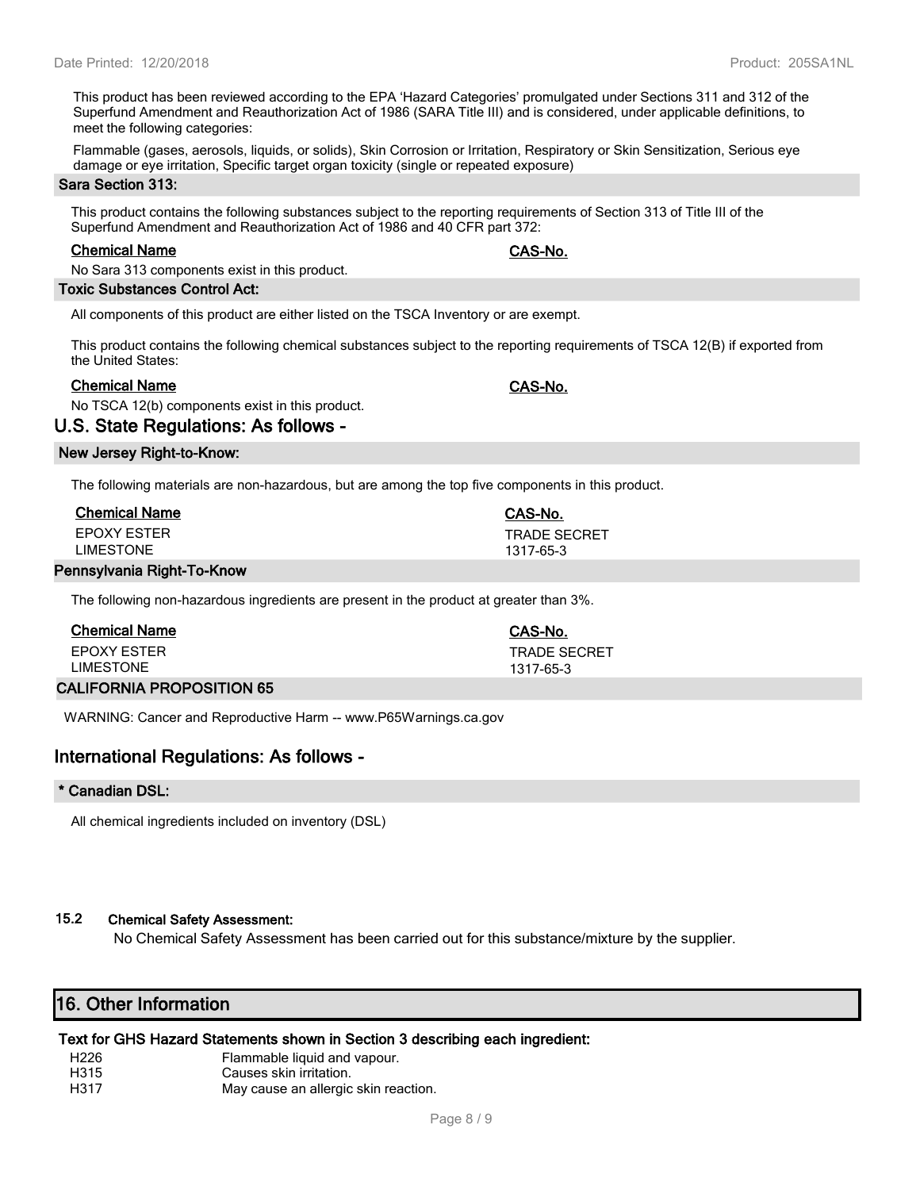This product has been reviewed according to the EPA 'Hazard Categories' promulgated under Sections 311 and 312 of the Superfund Amendment and Reauthorization Act of 1986 (SARA Title III) and is considered, under applicable definitions, to meet the following categories:

Flammable (gases, aerosols, liquids, or solids), Skin Corrosion or Irritation, Respiratory or Skin Sensitization, Serious eye damage or eye irritation, Specific target organ toxicity (single or repeated exposure)

### Sara Section 313:

This product contains the following substances subject to the reporting requirements of Section 313 of Title III of the Superfund Amendment and Reauthorization Act of 1986 and 40 CFR part 372:

| Chemical Name | CAS-No. |
|---|---|
| No Sara 313 components exist in this product. | |

### Toxic Substances Control Act:

All components of this product are either listed on the TSCA Inventory or are exempt.

This product contains the following chemical substances subject to the reporting requirements of TSCA 12(B) if exported from the United States:

| Chemical Name | CAS-No. |
|---|---|
| No TSCA 12(b) components exist in this product. | |

## U.S. State Regulations: As follows -

### New Jersey Right-to-Know:

The following materials are non-hazardous, but are among the top five components in this product.

| Chemical Name | CAS-No. |
|---|---|
| EPOXY ESTER | TRADE SECRET |
| LIMESTONE | 1317-65-3 |

### Pennsylvania Right-To-Know

The following non-hazardous ingredients are present in the product at greater than 3%.

| Chemical Name | CAS-No. |
|---|---|
| EPOXY ESTER | TRADE SECRET |
| LIMESTONE | 1317-65-3 |

### CALIFORNIA PROPOSITION 65

WARNING: Cancer and Reproductive Harm -- www.P65Warnings.ca.gov

## International Regulations: As follows -

### * Canadian DSL:

All chemical ingredients included on inventory (DSL)

### 15.2 Chemical Safety Assessment:

No Chemical Safety Assessment has been carried out for this substance/mixture by the supplier.

## 16. Other Information

### Text for GHS Hazard Statements shown in Section 3 describing each ingredient:

| | |
|---|---|
| H226 | Flammable liquid and vapour. |
| H315 | Causes skin irritation. |
| H317 | May cause an allergic skin reaction. |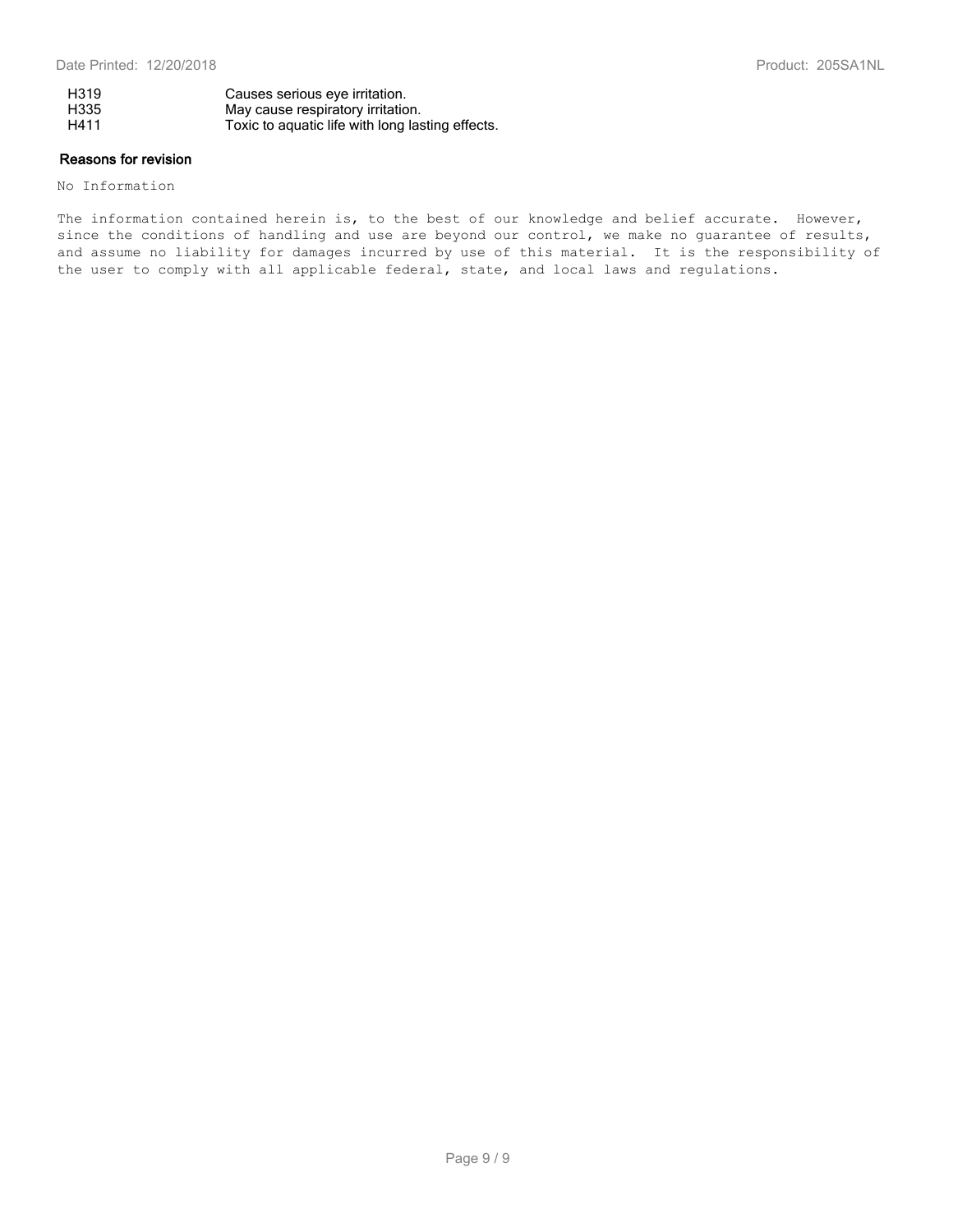| | |
|---|---|
| H319 | Causes serious eye irritation. |
| H335 | May cause respiratory irritation. |
| H411 | Toxic to aquatic life with long lasting effects. |

### Reasons for revision

No Information

The information contained herein is, to the best of our knowledge and belief accurate. However, since the conditions of handling and use are beyond our control, we make no guarantee of results, and assume no liability for damages incurred by use of this material. It is the responsibility of the user to comply with all applicable federal, state, and local laws and regulations.